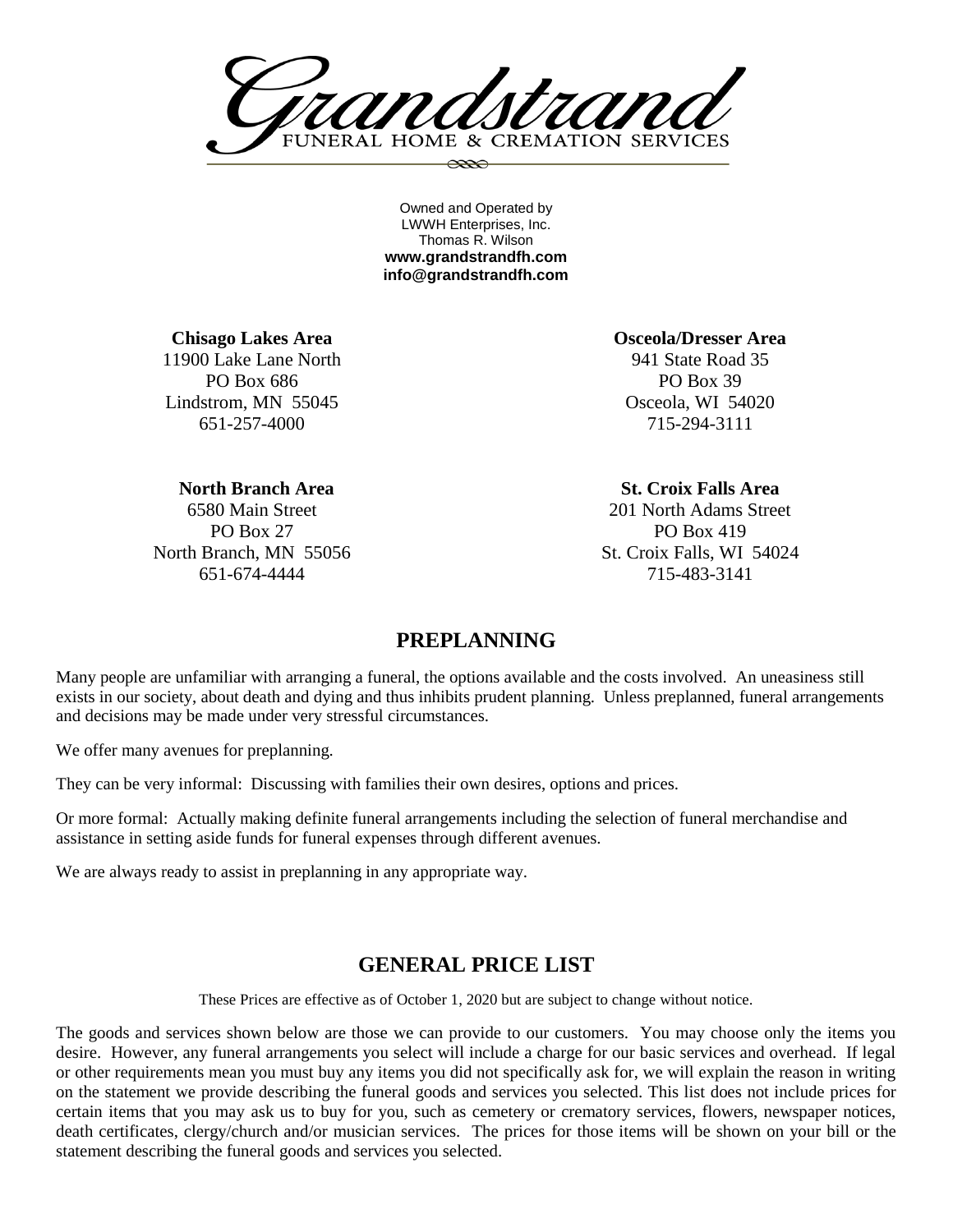# Grandstrand

FUNERAL HOME & CREMATION SERVICES

Owned and Operated by
LWWH Enterprises, Inc.
Thomas R. Wilson
**www.grandstrandfh.com**
**info@grandstrandfh.com**

**Chisago Lakes Area**
11900 Lake Lane North
PO Box 686
Lindstrom, MN 55045
651-257-4000

**Osceola/Dresser Area**
941 State Road 35
PO Box 39
Osceola, WI 54020
715-294-3111

**North Branch Area**
6580 Main Street
PO Box 27
North Branch, MN 55056
651-674-4444

**St. Croix Falls Area**
201 North Adams Street
PO Box 419
St. Croix Falls, WI 54024
715-483-3141

## PREPLANNING

Many people are unfamiliar with arranging a funeral, the options available and the costs involved. An uneasiness still exists in our society, about death and dying and thus inhibits prudent planning. Unless preplanned, funeral arrangements and decisions may be made under very stressful circumstances.

We offer many avenues for preplanning.

They can be very informal: Discussing with families their own desires, options and prices.

Or more formal: Actually making definite funeral arrangements including the selection of funeral merchandise and assistance in setting aside funds for funeral expenses through different avenues.

We are always ready to assist in preplanning in any appropriate way.

## GENERAL PRICE LIST

These Prices are effective as of October 1, 2020 but are subject to change without notice.

The goods and services shown below are those we can provide to our customers. You may choose only the items you desire. However, any funeral arrangements you select will include a charge for our basic services and overhead. If legal or other requirements mean you must buy any items you did not specifically ask for, we will explain the reason in writing on the statement we provide describing the funeral goods and services you selected. This list does not include prices for certain items that you may ask us to buy for you, such as cemetery or crematory services, flowers, newspaper notices, death certificates, clergy/church and/or musician services. The prices for those items will be shown on your bill or the statement describing the funeral goods and services you selected.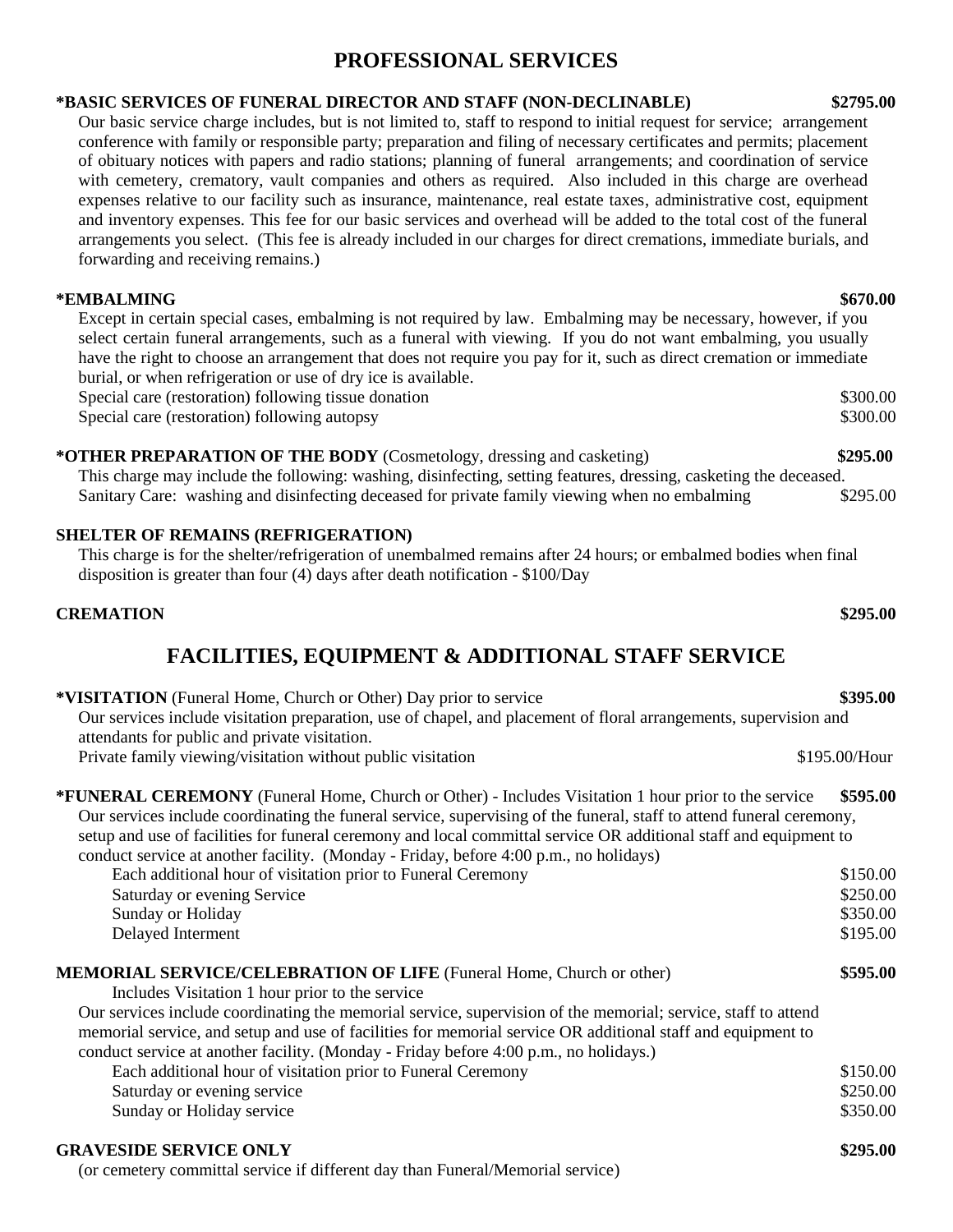## PROFESSIONAL SERVICES

**\*BASIC SERVICES OF FUNERAL DIRECTOR AND STAFF (NON-DECLINABLE) $2795.00**

Our basic service charge includes, but is not limited to, staff to respond to initial request for service; arrangement conference with family or responsible party; preparation and filing of necessary certificates and permits; placement of obituary notices with papers and radio stations; planning of funeral arrangements; and coordination of service with cemetery, crematory, vault companies and others as required. Also included in this charge are overhead expenses relative to our facility such as insurance, maintenance, real estate taxes, administrative cost, equipment and inventory expenses. This fee for our basic services and overhead will be added to the total cost of the funeral arrangements you select. (This fee is already included in our charges for direct cremations, immediate burials, and forwarding and receiving remains.)

**\*EMBALMING $670.00**

Except in certain special cases, embalming is not required by law. Embalming may be necessary, however, if you select certain funeral arrangements, such as a funeral with viewing. If you do not want embalming, you usually have the right to choose an arrangement that does not require you pay for it, such as direct cremation or immediate burial, or when refrigeration or use of dry ice is available.

Special care (restoration) following tissue donation $300.00

Special care (restoration) following autopsy $300.00

**\*OTHER PREPARATION OF THE BODY** (Cosmetology, dressing and casketing) **$295.00**

This charge may include the following: washing, disinfecting, setting features, dressing, casketing the deceased.

Sanitary Care: washing and disinfecting deceased for private family viewing when no embalming $295.00

**SHELTER OF REMAINS (REFRIGERATION)**

This charge is for the shelter/refrigeration of unembalmed remains after 24 hours; or embalmed bodies when final disposition is greater than four (4) days after death notification - $100/Day

**CREMATION $295.00**

## FACILITIES, EQUIPMENT & ADDITIONAL STAFF SERVICE

**\*VISITATION** (Funeral Home, Church or Other) Day prior to service **$395.00**

Our services include visitation preparation, use of chapel, and placement of floral arrangements, supervision and attendants for public and private visitation.

Private family viewing/visitation without public visitation $195.00/Hour

**\*FUNERAL CEREMONY** (Funeral Home, Church or Other) - Includes Visitation 1 hour prior to the service **$595.00**

Our services include coordinating the funeral service, supervising of the funeral, staff to attend funeral ceremony, setup and use of facilities for funeral ceremony and local committal service OR additional staff and equipment to conduct service at another facility. (Monday - Friday, before 4:00 p.m., no holidays)

- Each additional hour of visitation prior to Funeral Ceremony $150.00
- Saturday or evening Service $250.00
- Sunday or Holiday $350.00
- Delayed Interment $195.00

**MEMORIAL SERVICE/CELEBRATION OF LIFE** (Funeral Home, Church or other) **$595.00**

Includes Visitation 1 hour prior to the service

Our services include coordinating the memorial service, supervision of the memorial; service, staff to attend memorial service, and setup and use of facilities for memorial service OR additional staff and equipment to conduct service at another facility. (Monday - Friday before 4:00 p.m., no holidays.)

- Each additional hour of visitation prior to Funeral Ceremony $150.00
- Saturday or evening service $250.00
- Sunday or Holiday service $350.00

**GRAVESIDE SERVICE ONLY $295.00**

(or cemetery committal service if different day than Funeral/Memorial service)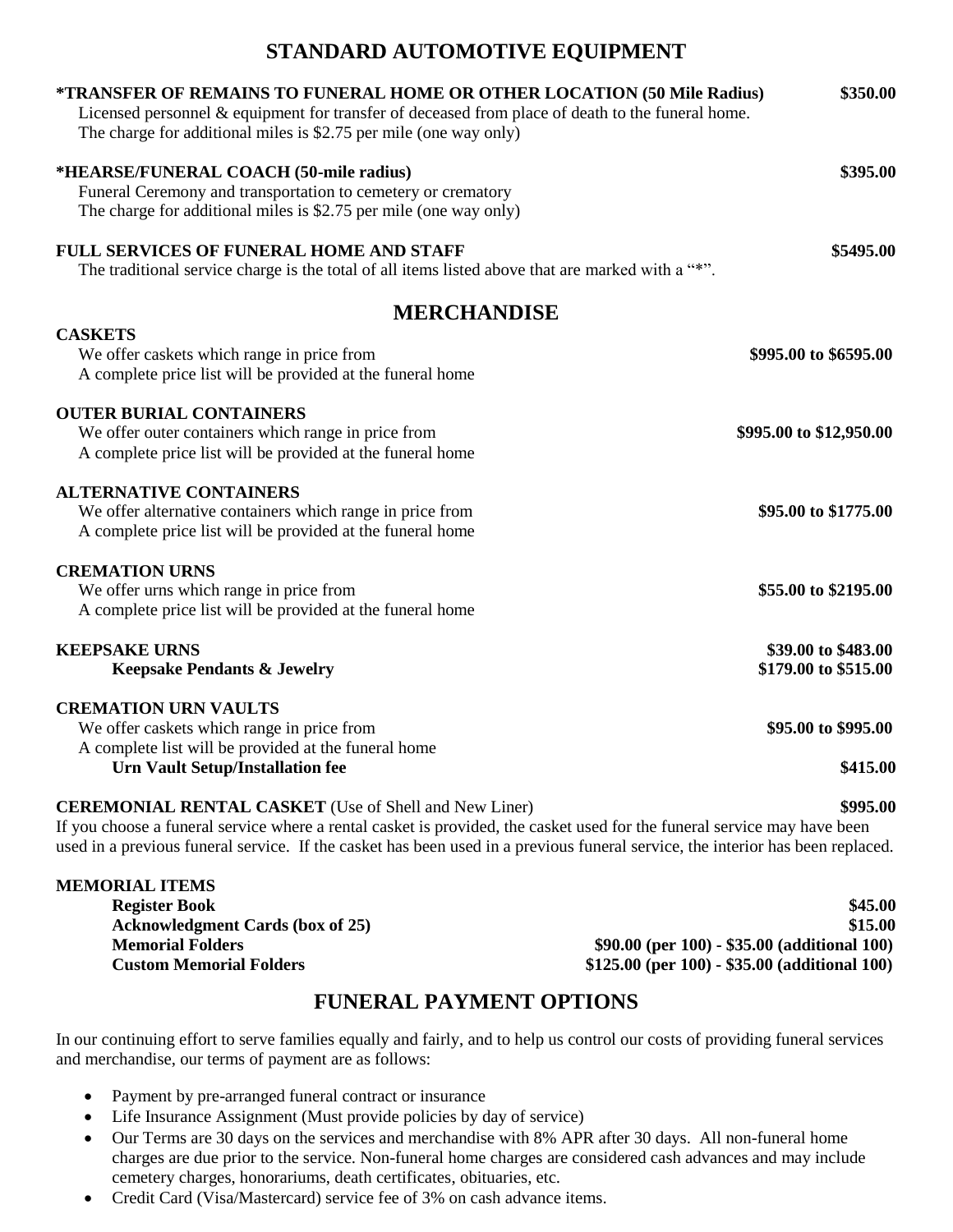## STANDARD AUTOMOTIVE EQUIPMENT

**\*TRANSFER OF REMAINS TO FUNERAL HOME OR OTHER LOCATION (50 Mile Radius)** **$350.00**
Licensed personnel & equipment for transfer of deceased from place of death to the funeral home.
The charge for additional miles is $2.75 per mile (one way only)

**\*HEARSE/FUNERAL COACH (50-mile radius)** **$395.00**
Funeral Ceremony and transportation to cemetery or crematory
The charge for additional miles is $2.75 per mile (one way only)

**FULL SERVICES OF FUNERAL HOME AND STAFF** **$5495.00**
The traditional service charge is the total of all items listed above that are marked with a "*".

## MERCHANDISE

**CASKETS**
We offer caskets which range in price from **$995.00 to $6595.00**
A complete price list will be provided at the funeral home

**OUTER BURIAL CONTAINERS**
We offer outer containers which range in price from **$995.00 to $12,950.00**
A complete price list will be provided at the funeral home

**ALTERNATIVE CONTAINERS**
We offer alternative containers which range in price from **$95.00 to $1775.00**
A complete price list will be provided at the funeral home

**CREMATION URNS**
We offer urns which range in price from **$55.00 to $2195.00**
A complete price list will be provided at the funeral home

**KEEPSAKE URNS** **$39.00 to $483.00**
**Keepsake Pendants & Jewelry** **$179.00 to $515.00**

**CREMATION URN VAULTS**
We offer caskets which range in price from **$95.00 to $995.00**
A complete list will be provided at the funeral home
**Urn Vault Setup/Installation fee** **$415.00**

**CEREMONIAL RENTAL CASKET** (Use of Shell and New Liner) **$995.00**
If you choose a funeral service where a rental casket is provided, the casket used for the funeral service may have been used in a previous funeral service. If the casket has been used in a previous funeral service, the interior has been replaced.

**MEMORIAL ITEMS**

| Item | Price |
|---|---|
| **Register Book** | **$45.00** |
| **Acknowledgment Cards (box of 25)** | **$15.00** |
| **Memorial Folders** | **$90.00 (per 100) - $35.00 (additional 100)** |
| **Custom Memorial Folders** | **$125.00 (per 100) - $35.00 (additional 100)** |

## FUNERAL PAYMENT OPTIONS

In our continuing effort to serve families equally and fairly, and to help us control our costs of providing funeral services and merchandise, our terms of payment are as follows:

- Payment by pre-arranged funeral contract or insurance
- Life Insurance Assignment (Must provide policies by day of service)
- Our Terms are 30 days on the services and merchandise with 8% APR after 30 days. All non-funeral home charges are due prior to the service. Non-funeral home charges are considered cash advances and may include cemetery charges, honorariums, death certificates, obituaries, etc.
- Credit Card (Visa/Mastercard) service fee of 3% on cash advance items.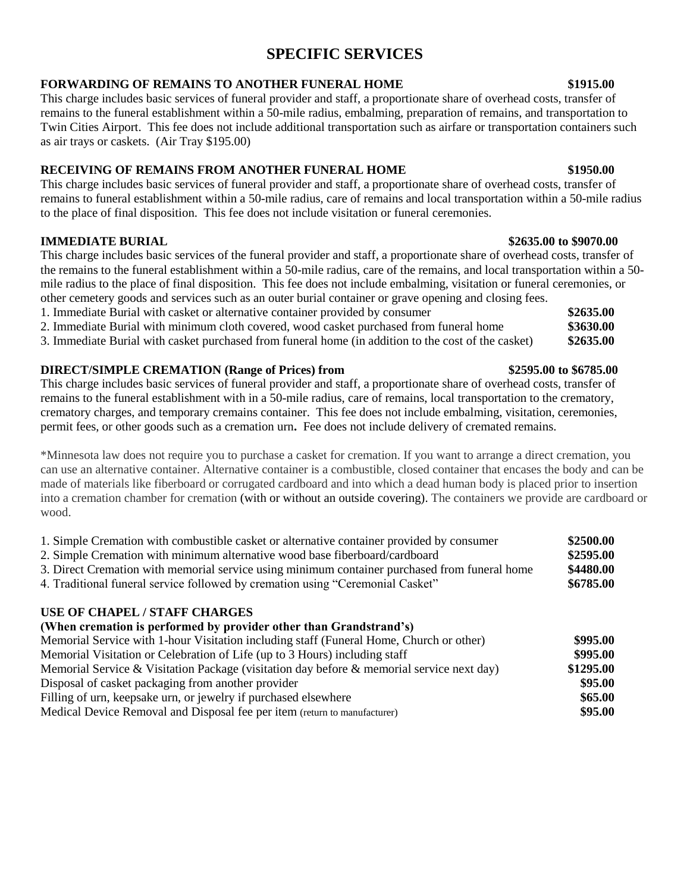# SPECIFIC SERVICES

**FORWARDING OF REMAINS TO ANOTHER FUNERAL HOME** **$1915.00**

This charge includes basic services of funeral provider and staff, a proportionate share of overhead costs, transfer of remains to the funeral establishment within a 50-mile radius, embalming, preparation of remains, and transportation to Twin Cities Airport. This fee does not include additional transportation such as airfare or transportation containers such as air trays or caskets. (Air Tray $195.00)

**RECEIVING OF REMAINS FROM ANOTHER FUNERAL HOME** **$1950.00**

This charge includes basic services of funeral provider and staff, a proportionate share of overhead costs, transfer of remains to funeral establishment within a 50-mile radius, care of remains and local transportation within a 50-mile radius to the place of final disposition. This fee does not include visitation or funeral ceremonies.

**IMMEDIATE BURIAL** **$2635.00 to $9070.00**

This charge includes basic services of the funeral provider and staff, a proportionate share of overhead costs, transfer of the remains to the funeral establishment within a 50-mile radius, care of the remains, and local transportation within a 50-mile radius to the place of final disposition. This fee does not include embalming, visitation or funeral ceremonies, or other cemetery goods and services such as an outer burial container or grave opening and closing fees.

| | |
|---|---|
| 1. Immediate Burial with casket or alternative container provided by consumer | **$2635.00** |
| 2. Immediate Burial with minimum cloth covered, wood casket purchased from funeral home | **$3630.00** |
| 3. Immediate Burial with casket purchased from funeral home (in addition to the cost of the casket) | **$2635.00** |

**DIRECT/SIMPLE CREMATION (Range of Prices) from** **$2595.00 to $6785.00**

This charge includes basic services of funeral provider and staff, a proportionate share of overhead costs, transfer of remains to the funeral establishment with in a 50-mile radius, care of remains, local transportation to the crematory, crematory charges, and temporary cremains container. This fee does not include embalming, visitation, ceremonies, permit fees, or other goods such as a cremation urn**.** Fee does not include delivery of cremated remains.

*Minnesota law does not require you to purchase a casket for cremation. If you want to arrange a direct cremation, you can use an alternative container. Alternative container is a combustible, closed container that encases the body and can be made of materials like fiberboard or corrugated cardboard and into which a dead human body is placed prior to insertion into a cremation chamber for cremation (with or without an outside covering). The containers we provide are cardboard or wood.

| | |
|---|---|
| 1. Simple Cremation with combustible casket or alternative container provided by consumer | **$2500.00** |
| 2. Simple Cremation with minimum alternative wood base fiberboard/cardboard | **$2595.00** |
| 3. Direct Cremation with memorial service using minimum container purchased from funeral home | **$4480.00** |
| 4. Traditional funeral service followed by cremation using "Ceremonial Casket" | **$6785.00** |

**USE OF CHAPEL / STAFF CHARGES**

**(When cremation is performed by provider other than Grandstrand's)**

| | |
|---|---|
| Memorial Service with 1-hour Visitation including staff (Funeral Home, Church or other) | **$995.00** |
| Memorial Visitation or Celebration of Life (up to 3 Hours) including staff | **$995.00** |
| Memorial Service & Visitation Package (visitation day before & memorial service next day) | **$1295.00** |
| Disposal of casket packaging from another provider | **$95.00** |
| Filling of urn, keepsake urn, or jewelry if purchased elsewhere | **$65.00** |
| Medical Device Removal and Disposal fee per item (return to manufacturer) | **$95.00** |